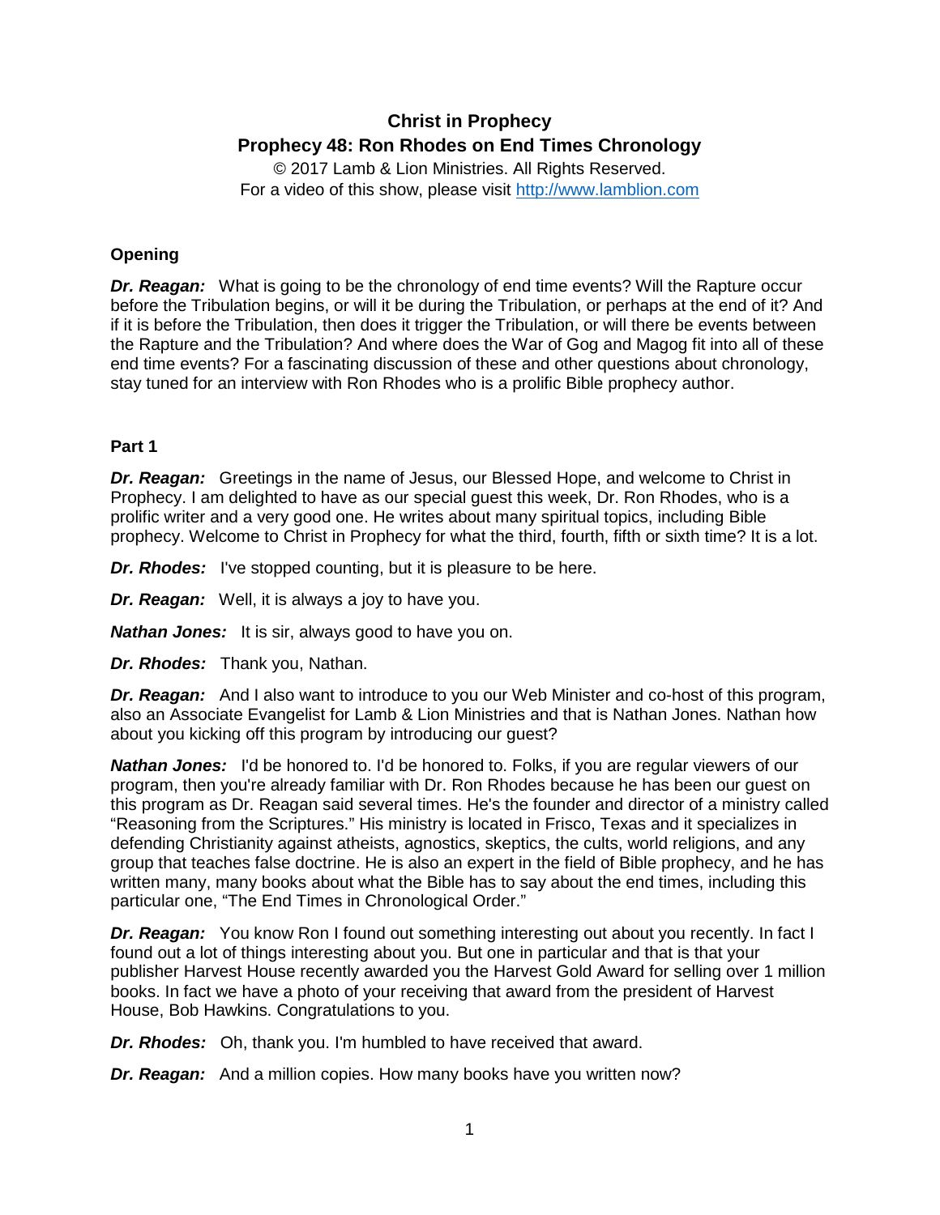# Christ in Prophecy

## Prophecy 48: Ron Rhodes on End Times Chronology

© 2017 Lamb & Lion Ministries. All Rights Reserved.
For a video of this show, please visit http://www.lamblion.com

### Opening

***Dr. Reagan:*** What is going to be the chronology of end time events? Will the Rapture occur before the Tribulation begins, or will it be during the Tribulation, or perhaps at the end of it? And if it is before the Tribulation, then does it trigger the Tribulation, or will there be events between the Rapture and the Tribulation? And where does the War of Gog and Magog fit into all of these end time events? For a fascinating discussion of these and other questions about chronology, stay tuned for an interview with Ron Rhodes who is a prolific Bible prophecy author.

### Part 1

***Dr. Reagan:*** Greetings in the name of Jesus, our Blessed Hope, and welcome to Christ in Prophecy. I am delighted to have as our special guest this week, Dr. Ron Rhodes, who is a prolific writer and a very good one. He writes about many spiritual topics, including Bible prophecy. Welcome to Christ in Prophecy for what the third, fourth, fifth or sixth time? It is a lot.

***Dr. Rhodes:*** I've stopped counting, but it is pleasure to be here.

***Dr. Reagan:*** Well, it is always a joy to have you.

***Nathan Jones:*** It is sir, always good to have you on.

***Dr. Rhodes:*** Thank you, Nathan.

***Dr. Reagan:*** And I also want to introduce to you our Web Minister and co-host of this program, also an Associate Evangelist for Lamb & Lion Ministries and that is Nathan Jones. Nathan how about you kicking off this program by introducing our guest?

***Nathan Jones:*** I'd be honored to. I'd be honored to. Folks, if you are regular viewers of our program, then you're already familiar with Dr. Ron Rhodes because he has been our guest on this program as Dr. Reagan said several times. He's the founder and director of a ministry called "Reasoning from the Scriptures." His ministry is located in Frisco, Texas and it specializes in defending Christianity against atheists, agnostics, skeptics, the cults, world religions, and any group that teaches false doctrine. He is also an expert in the field of Bible prophecy, and he has written many, many books about what the Bible has to say about the end times, including this particular one, "The End Times in Chronological Order."

***Dr. Reagan:*** You know Ron I found out something interesting out about you recently. In fact I found out a lot of things interesting about you. But one in particular and that is that your publisher Harvest House recently awarded you the Harvest Gold Award for selling over 1 million books. In fact we have a photo of your receiving that award from the president of Harvest House, Bob Hawkins. Congratulations to you.

***Dr. Rhodes:*** Oh, thank you. I'm humbled to have received that award.

***Dr. Reagan:*** And a million copies. How many books have you written now?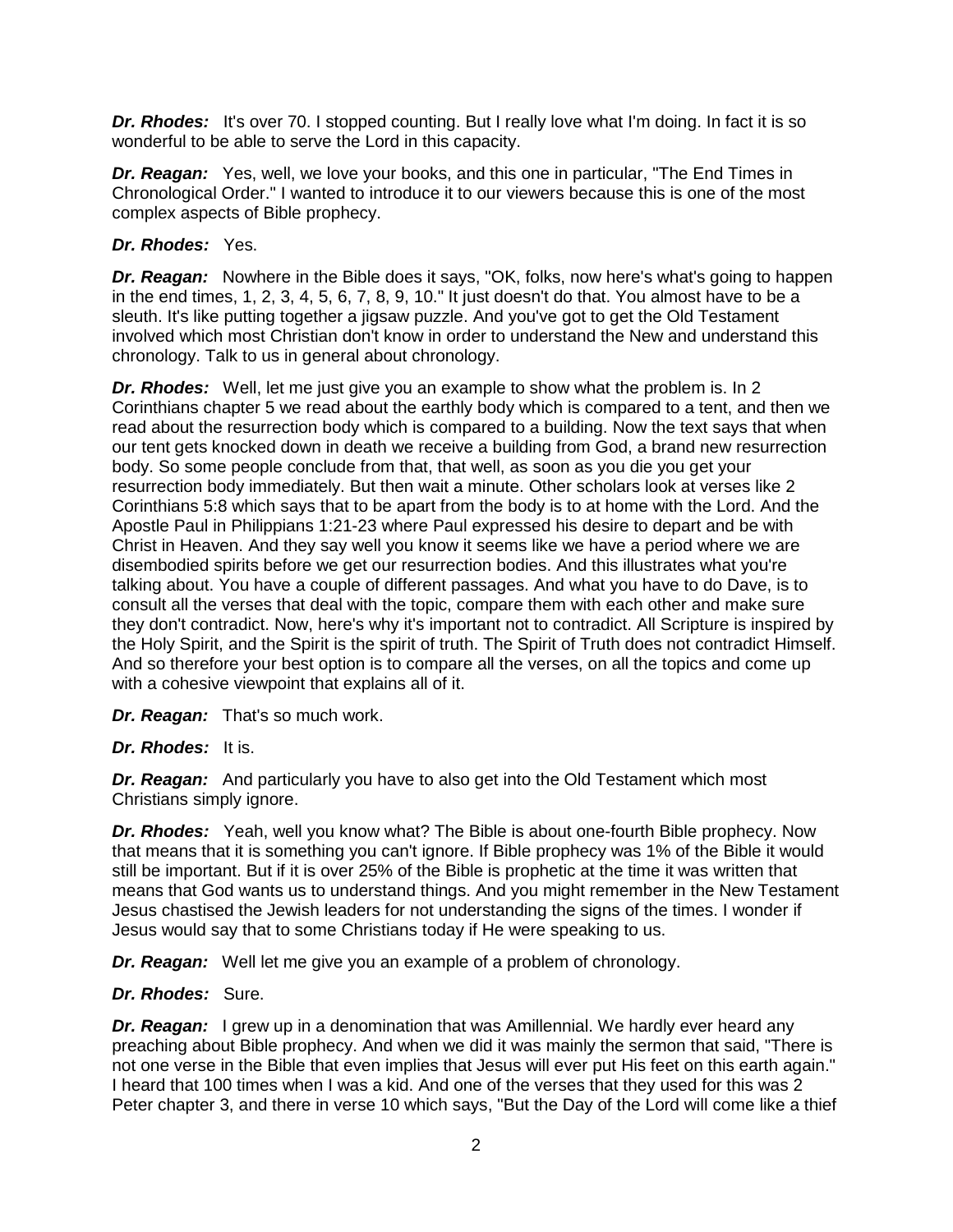***Dr. Rhodes:*** It's over 70. I stopped counting. But I really love what I'm doing. In fact it is so wonderful to be able to serve the Lord in this capacity.

***Dr. Reagan:*** Yes, well, we love your books, and this one in particular, "The End Times in Chronological Order." I wanted to introduce it to our viewers because this is one of the most complex aspects of Bible prophecy.

***Dr. Rhodes:*** Yes.

***Dr. Reagan:*** Nowhere in the Bible does it says, "OK, folks, now here's what's going to happen in the end times, 1, 2, 3, 4, 5, 6, 7, 8, 9, 10." It just doesn't do that. You almost have to be a sleuth. It's like putting together a jigsaw puzzle. And you've got to get the Old Testament involved which most Christian don't know in order to understand the New and understand this chronology. Talk to us in general about chronology.

***Dr. Rhodes:*** Well, let me just give you an example to show what the problem is. In 2 Corinthians chapter 5 we read about the earthly body which is compared to a tent, and then we read about the resurrection body which is compared to a building. Now the text says that when our tent gets knocked down in death we receive a building from God, a brand new resurrection body. So some people conclude from that, that well, as soon as you die you get your resurrection body immediately. But then wait a minute. Other scholars look at verses like 2 Corinthians 5:8 which says that to be apart from the body is to at home with the Lord. And the Apostle Paul in Philippians 1:21-23 where Paul expressed his desire to depart and be with Christ in Heaven. And they say well you know it seems like we have a period where we are disembodied spirits before we get our resurrection bodies. And this illustrates what you're talking about. You have a couple of different passages. And what you have to do Dave, is to consult all the verses that deal with the topic, compare them with each other and make sure they don't contradict. Now, here's why it's important not to contradict. All Scripture is inspired by the Holy Spirit, and the Spirit is the spirit of truth. The Spirit of Truth does not contradict Himself. And so therefore your best option is to compare all the verses, on all the topics and come up with a cohesive viewpoint that explains all of it.

***Dr. Reagan:*** That's so much work.

***Dr. Rhodes:*** It is.

***Dr. Reagan:*** And particularly you have to also get into the Old Testament which most Christians simply ignore.

***Dr. Rhodes:*** Yeah, well you know what? The Bible is about one-fourth Bible prophecy. Now that means that it is something you can't ignore. If Bible prophecy was 1% of the Bible it would still be important. But if it is over 25% of the Bible is prophetic at the time it was written that means that God wants us to understand things. And you might remember in the New Testament Jesus chastised the Jewish leaders for not understanding the signs of the times. I wonder if Jesus would say that to some Christians today if He were speaking to us.

***Dr. Reagan:*** Well let me give you an example of a problem of chronology.

***Dr. Rhodes:*** Sure.

***Dr. Reagan:*** I grew up in a denomination that was Amillennial. We hardly ever heard any preaching about Bible prophecy. And when we did it was mainly the sermon that said, "There is not one verse in the Bible that even implies that Jesus will ever put His feet on this earth again." I heard that 100 times when I was a kid. And one of the verses that they used for this was 2 Peter chapter 3, and there in verse 10 which says, "But the Day of the Lord will come like a thief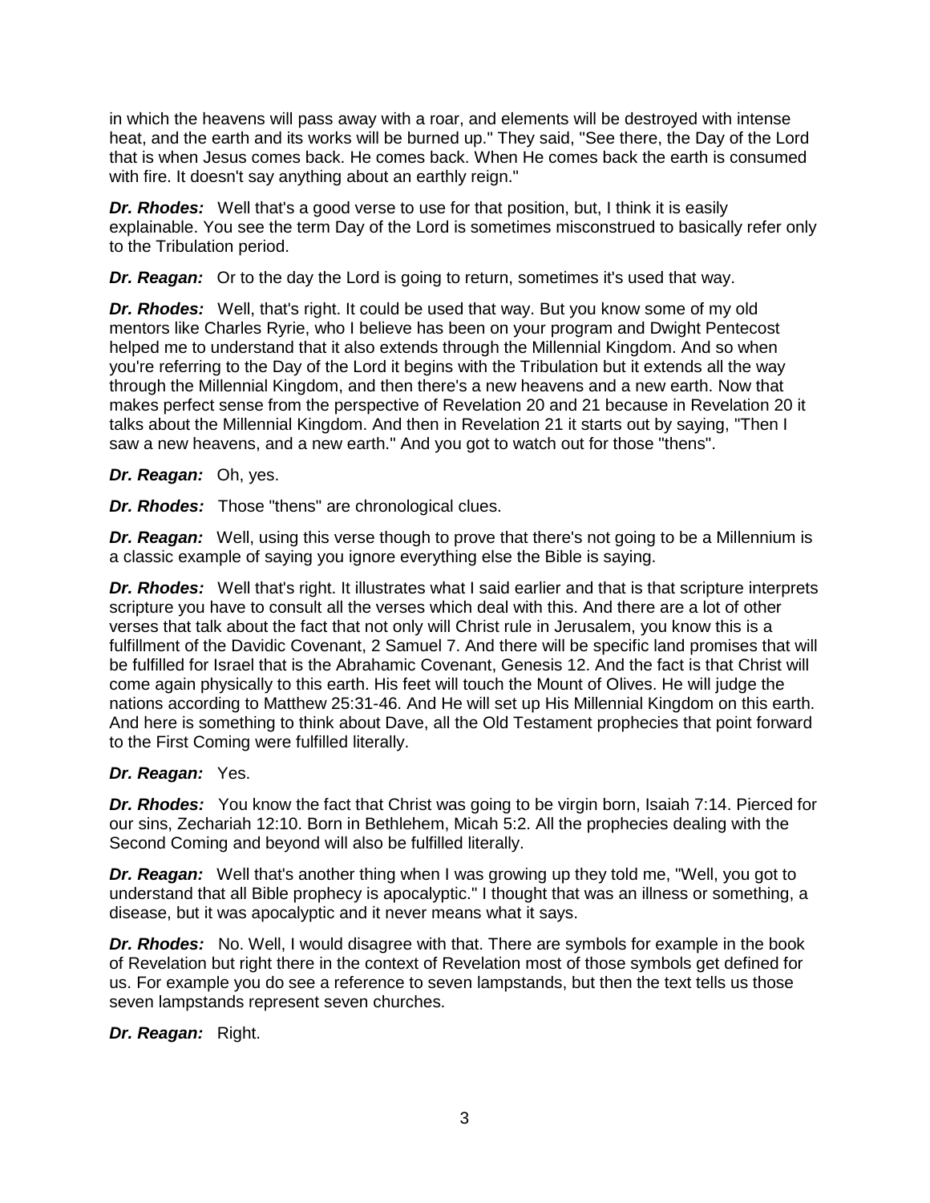in which the heavens will pass away with a roar, and elements will be destroyed with intense heat, and the earth and its works will be burned up." They said, "See there, the Day of the Lord that is when Jesus comes back. He comes back. When He comes back the earth is consumed with fire. It doesn't say anything about an earthly reign."

***Dr. Rhodes:*** Well that's a good verse to use for that position, but, I think it is easily explainable. You see the term Day of the Lord is sometimes misconstrued to basically refer only to the Tribulation period.

***Dr. Reagan:*** Or to the day the Lord is going to return, sometimes it's used that way.

***Dr. Rhodes:*** Well, that's right. It could be used that way. But you know some of my old mentors like Charles Ryrie, who I believe has been on your program and Dwight Pentecost helped me to understand that it also extends through the Millennial Kingdom. And so when you're referring to the Day of the Lord it begins with the Tribulation but it extends all the way through the Millennial Kingdom, and then there's a new heavens and a new earth. Now that makes perfect sense from the perspective of Revelation 20 and 21 because in Revelation 20 it talks about the Millennial Kingdom. And then in Revelation 21 it starts out by saying, "Then I saw a new heavens, and a new earth." And you got to watch out for those "thens".

***Dr. Reagan:*** Oh, yes.

***Dr. Rhodes:*** Those "thens" are chronological clues.

***Dr. Reagan:*** Well, using this verse though to prove that there's not going to be a Millennium is a classic example of saying you ignore everything else the Bible is saying.

***Dr. Rhodes:*** Well that's right. It illustrates what I said earlier and that is that scripture interprets scripture you have to consult all the verses which deal with this. And there are a lot of other verses that talk about the fact that not only will Christ rule in Jerusalem, you know this is a fulfillment of the Davidic Covenant, 2 Samuel 7. And there will be specific land promises that will be fulfilled for Israel that is the Abrahamic Covenant, Genesis 12. And the fact is that Christ will come again physically to this earth. His feet will touch the Mount of Olives. He will judge the nations according to Matthew 25:31-46. And He will set up His Millennial Kingdom on this earth. And here is something to think about Dave, all the Old Testament prophecies that point forward to the First Coming were fulfilled literally.

***Dr. Reagan:*** Yes.

***Dr. Rhodes:*** You know the fact that Christ was going to be virgin born, Isaiah 7:14. Pierced for our sins, Zechariah 12:10. Born in Bethlehem, Micah 5:2. All the prophecies dealing with the Second Coming and beyond will also be fulfilled literally.

***Dr. Reagan:*** Well that's another thing when I was growing up they told me, "Well, you got to understand that all Bible prophecy is apocalyptic." I thought that was an illness or something, a disease, but it was apocalyptic and it never means what it says.

***Dr. Rhodes:*** No. Well, I would disagree with that. There are symbols for example in the book of Revelation but right there in the context of Revelation most of those symbols get defined for us. For example you do see a reference to seven lampstands, but then the text tells us those seven lampstands represent seven churches.

***Dr. Reagan:*** Right.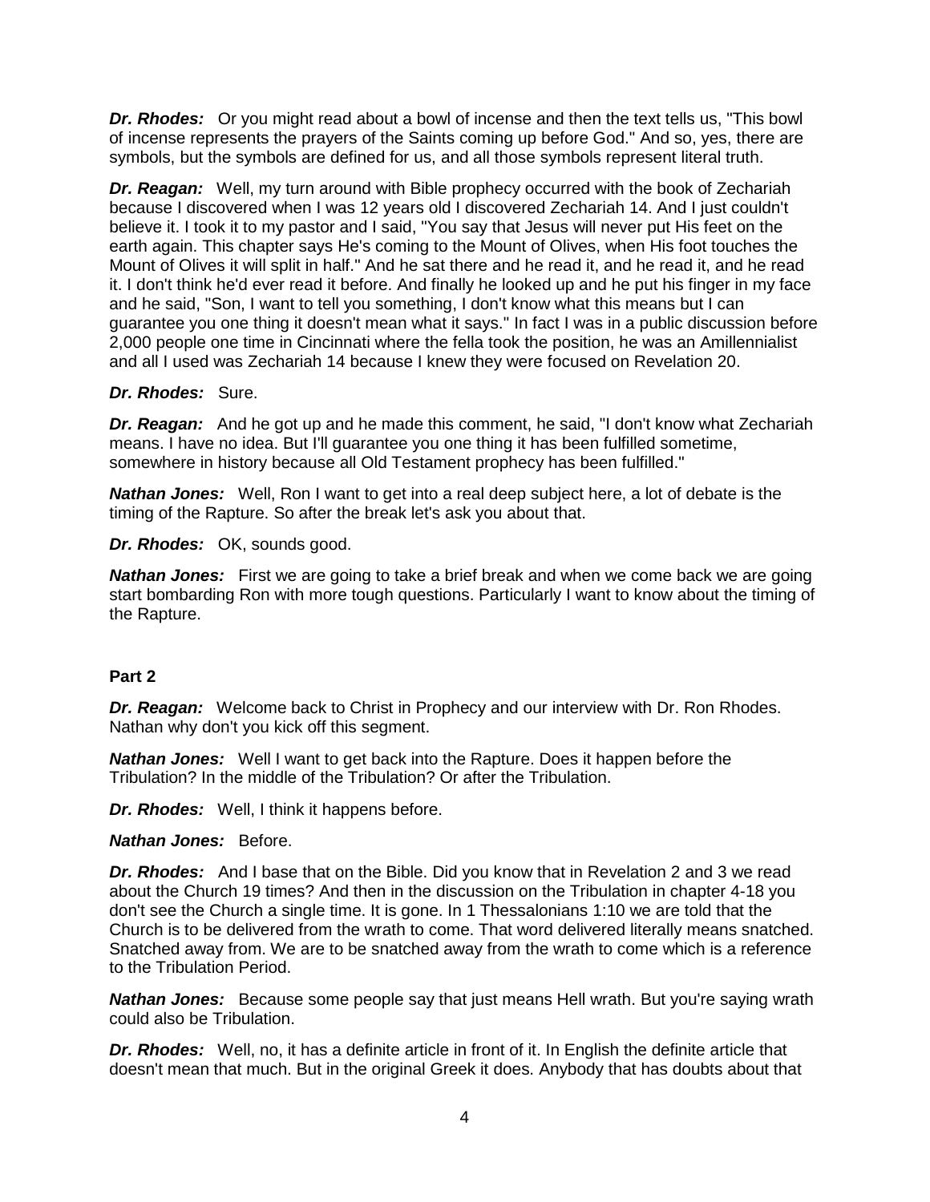***Dr. Rhodes:*** Or you might read about a bowl of incense and then the text tells us, "This bowl of incense represents the prayers of the Saints coming up before God." And so, yes, there are symbols, but the symbols are defined for us, and all those symbols represent literal truth.

***Dr. Reagan:*** Well, my turn around with Bible prophecy occurred with the book of Zechariah because I discovered when I was 12 years old I discovered Zechariah 14. And I just couldn't believe it. I took it to my pastor and I said, "You say that Jesus will never put His feet on the earth again. This chapter says He's coming to the Mount of Olives, when His foot touches the Mount of Olives it will split in half." And he sat there and he read it, and he read it, and he read it. I don't think he'd ever read it before. And finally he looked up and he put his finger in my face and he said, "Son, I want to tell you something, I don't know what this means but I can guarantee you one thing it doesn't mean what it says." In fact I was in a public discussion before 2,000 people one time in Cincinnati where the fella took the position, he was an Amillennialist and all I used was Zechariah 14 because I knew they were focused on Revelation 20.

***Dr. Rhodes:*** Sure.

***Dr. Reagan:*** And he got up and he made this comment, he said, "I don't know what Zechariah means. I have no idea. But I'll guarantee you one thing it has been fulfilled sometime, somewhere in history because all Old Testament prophecy has been fulfilled."

***Nathan Jones:*** Well, Ron I want to get into a real deep subject here, a lot of debate is the timing of the Rapture. So after the break let's ask you about that.

***Dr. Rhodes:*** OK, sounds good.

***Nathan Jones:*** First we are going to take a brief break and when we come back we are going start bombarding Ron with more tough questions. Particularly I want to know about the timing of the Rapture.

**Part 2**

***Dr. Reagan:*** Welcome back to Christ in Prophecy and our interview with Dr. Ron Rhodes. Nathan why don't you kick off this segment.

***Nathan Jones:*** Well I want to get back into the Rapture. Does it happen before the Tribulation? In the middle of the Tribulation? Or after the Tribulation.

***Dr. Rhodes:*** Well, I think it happens before.

***Nathan Jones:*** Before.

***Dr. Rhodes:*** And I base that on the Bible. Did you know that in Revelation 2 and 3 we read about the Church 19 times? And then in the discussion on the Tribulation in chapter 4-18 you don't see the Church a single time. It is gone. In 1 Thessalonians 1:10 we are told that the Church is to be delivered from the wrath to come. That word delivered literally means snatched. Snatched away from. We are to be snatched away from the wrath to come which is a reference to the Tribulation Period.

***Nathan Jones:*** Because some people say that just means Hell wrath. But you're saying wrath could also be Tribulation.

***Dr. Rhodes:*** Well, no, it has a definite article in front of it. In English the definite article that doesn't mean that much. But in the original Greek it does. Anybody that has doubts about that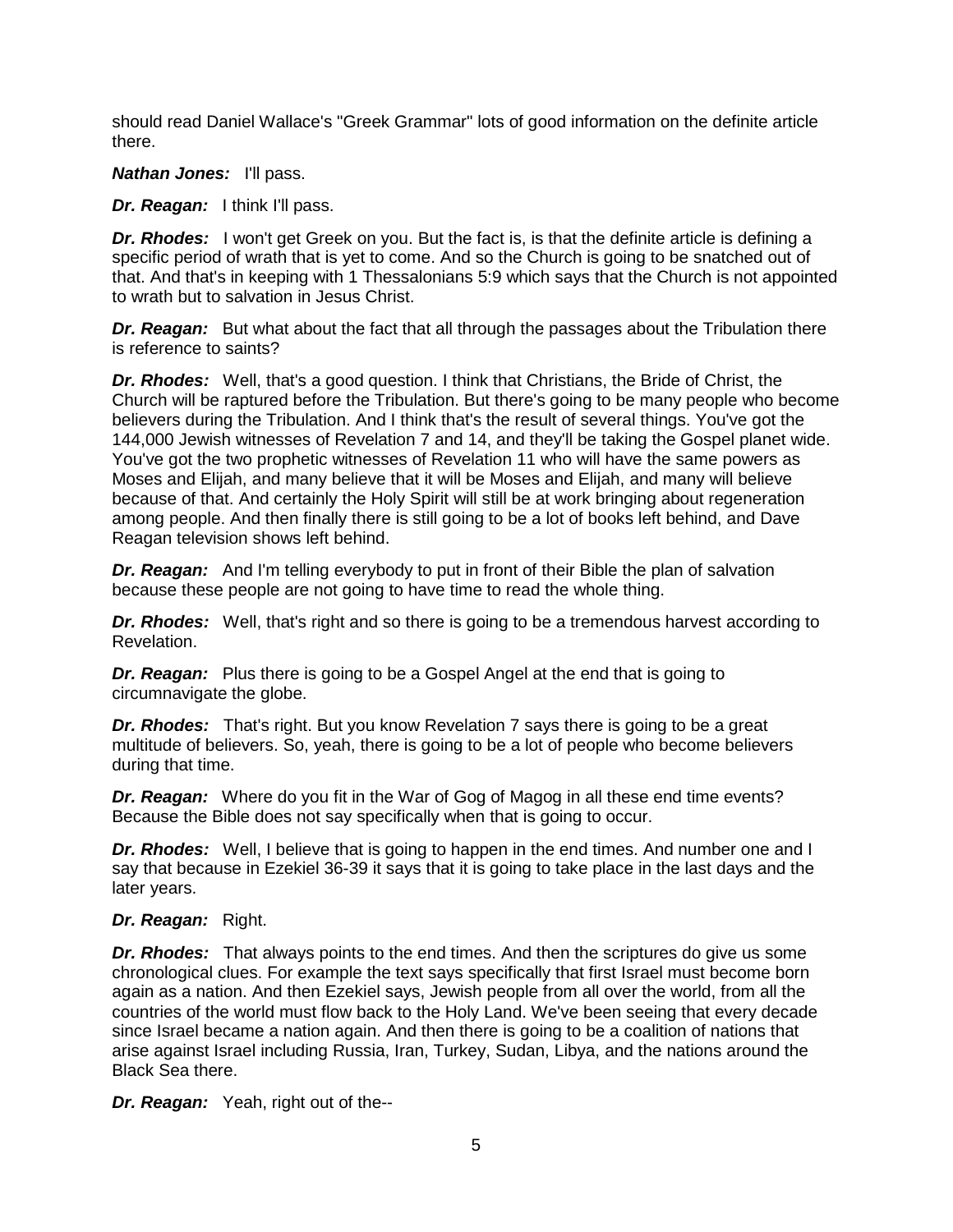should read Daniel Wallace's "Greek Grammar" lots of good information on the definite article there.

***Nathan Jones:*** I'll pass.

***Dr. Reagan:*** I think I'll pass.

***Dr. Rhodes:*** I won't get Greek on you. But the fact is, is that the definite article is defining a specific period of wrath that is yet to come. And so the Church is going to be snatched out of that. And that's in keeping with 1 Thessalonians 5:9 which says that the Church is not appointed to wrath but to salvation in Jesus Christ.

***Dr. Reagan:*** But what about the fact that all through the passages about the Tribulation there is reference to saints?

***Dr. Rhodes:*** Well, that's a good question. I think that Christians, the Bride of Christ, the Church will be raptured before the Tribulation. But there's going to be many people who become believers during the Tribulation. And I think that's the result of several things. You've got the 144,000 Jewish witnesses of Revelation 7 and 14, and they'll be taking the Gospel planet wide. You've got the two prophetic witnesses of Revelation 11 who will have the same powers as Moses and Elijah, and many believe that it will be Moses and Elijah, and many will believe because of that. And certainly the Holy Spirit will still be at work bringing about regeneration among people. And then finally there is still going to be a lot of books left behind, and Dave Reagan television shows left behind.

***Dr. Reagan:*** And I'm telling everybody to put in front of their Bible the plan of salvation because these people are not going to have time to read the whole thing.

***Dr. Rhodes:*** Well, that's right and so there is going to be a tremendous harvest according to Revelation.

***Dr. Reagan:*** Plus there is going to be a Gospel Angel at the end that is going to circumnavigate the globe.

***Dr. Rhodes:*** That's right. But you know Revelation 7 says there is going to be a great multitude of believers. So, yeah, there is going to be a lot of people who become believers during that time.

***Dr. Reagan:*** Where do you fit in the War of Gog of Magog in all these end time events? Because the Bible does not say specifically when that is going to occur.

***Dr. Rhodes:*** Well, I believe that is going to happen in the end times. And number one and I say that because in Ezekiel 36-39 it says that it is going to take place in the last days and the later years.

***Dr. Reagan:*** Right.

***Dr. Rhodes:*** That always points to the end times. And then the scriptures do give us some chronological clues. For example the text says specifically that first Israel must become born again as a nation. And then Ezekiel says, Jewish people from all over the world, from all the countries of the world must flow back to the Holy Land. We've been seeing that every decade since Israel became a nation again. And then there is going to be a coalition of nations that arise against Israel including Russia, Iran, Turkey, Sudan, Libya, and the nations around the Black Sea there.

***Dr. Reagan:*** Yeah, right out of the--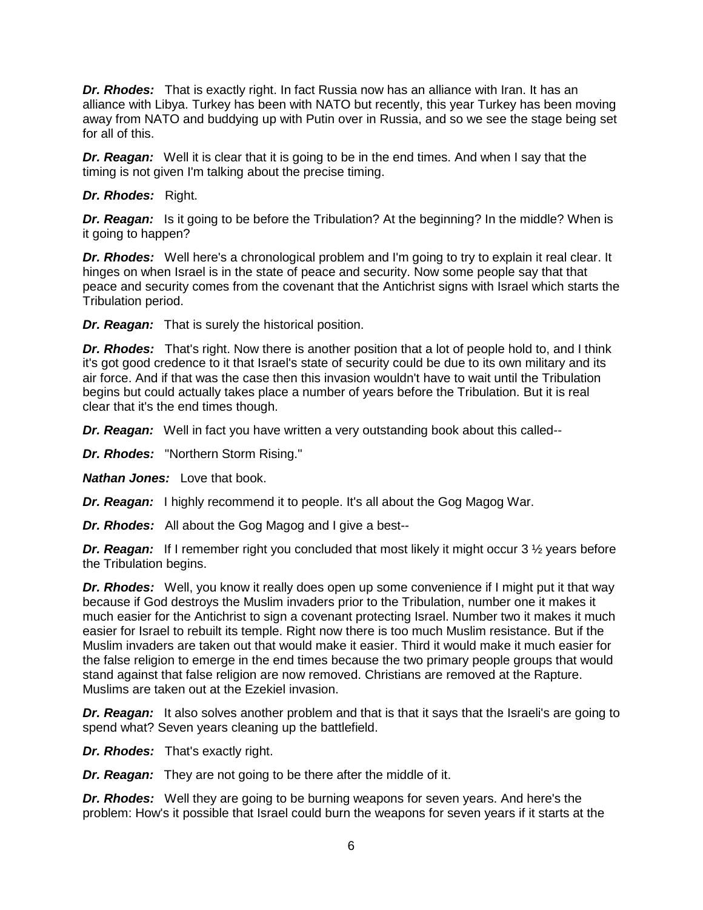***Dr. Rhodes:*** That is exactly right. In fact Russia now has an alliance with Iran. It has an alliance with Libya. Turkey has been with NATO but recently, this year Turkey has been moving away from NATO and buddying up with Putin over in Russia, and so we see the stage being set for all of this.

***Dr. Reagan:*** Well it is clear that it is going to be in the end times. And when I say that the timing is not given I'm talking about the precise timing.

***Dr. Rhodes:*** Right.

***Dr. Reagan:*** Is it going to be before the Tribulation? At the beginning? In the middle? When is it going to happen?

***Dr. Rhodes:*** Well here's a chronological problem and I'm going to try to explain it real clear. It hinges on when Israel is in the state of peace and security. Now some people say that that peace and security comes from the covenant that the Antichrist signs with Israel which starts the Tribulation period.

***Dr. Reagan:*** That is surely the historical position.

***Dr. Rhodes:*** That's right. Now there is another position that a lot of people hold to, and I think it's got good credence to it that Israel's state of security could be due to its own military and its air force. And if that was the case then this invasion wouldn't have to wait until the Tribulation begins but could actually takes place a number of years before the Tribulation. But it is real clear that it's the end times though.

***Dr. Reagan:*** Well in fact you have written a very outstanding book about this called--

***Dr. Rhodes:*** "Northern Storm Rising."

***Nathan Jones:*** Love that book.

***Dr. Reagan:*** I highly recommend it to people. It's all about the Gog Magog War.

***Dr. Rhodes:*** All about the Gog Magog and I give a best--

***Dr. Reagan:*** If I remember right you concluded that most likely it might occur 3 ½ years before the Tribulation begins.

***Dr. Rhodes:*** Well, you know it really does open up some convenience if I might put it that way because if God destroys the Muslim invaders prior to the Tribulation, number one it makes it much easier for the Antichrist to sign a covenant protecting Israel. Number two it makes it much easier for Israel to rebuilt its temple. Right now there is too much Muslim resistance. But if the Muslim invaders are taken out that would make it easier. Third it would make it much easier for the false religion to emerge in the end times because the two primary people groups that would stand against that false religion are now removed. Christians are removed at the Rapture. Muslims are taken out at the Ezekiel invasion.

***Dr. Reagan:*** It also solves another problem and that is that it says that the Israeli's are going to spend what? Seven years cleaning up the battlefield.

***Dr. Rhodes:*** That's exactly right.

***Dr. Reagan:*** They are not going to be there after the middle of it.

***Dr. Rhodes:*** Well they are going to be burning weapons for seven years. And here's the problem: How's it possible that Israel could burn the weapons for seven years if it starts at the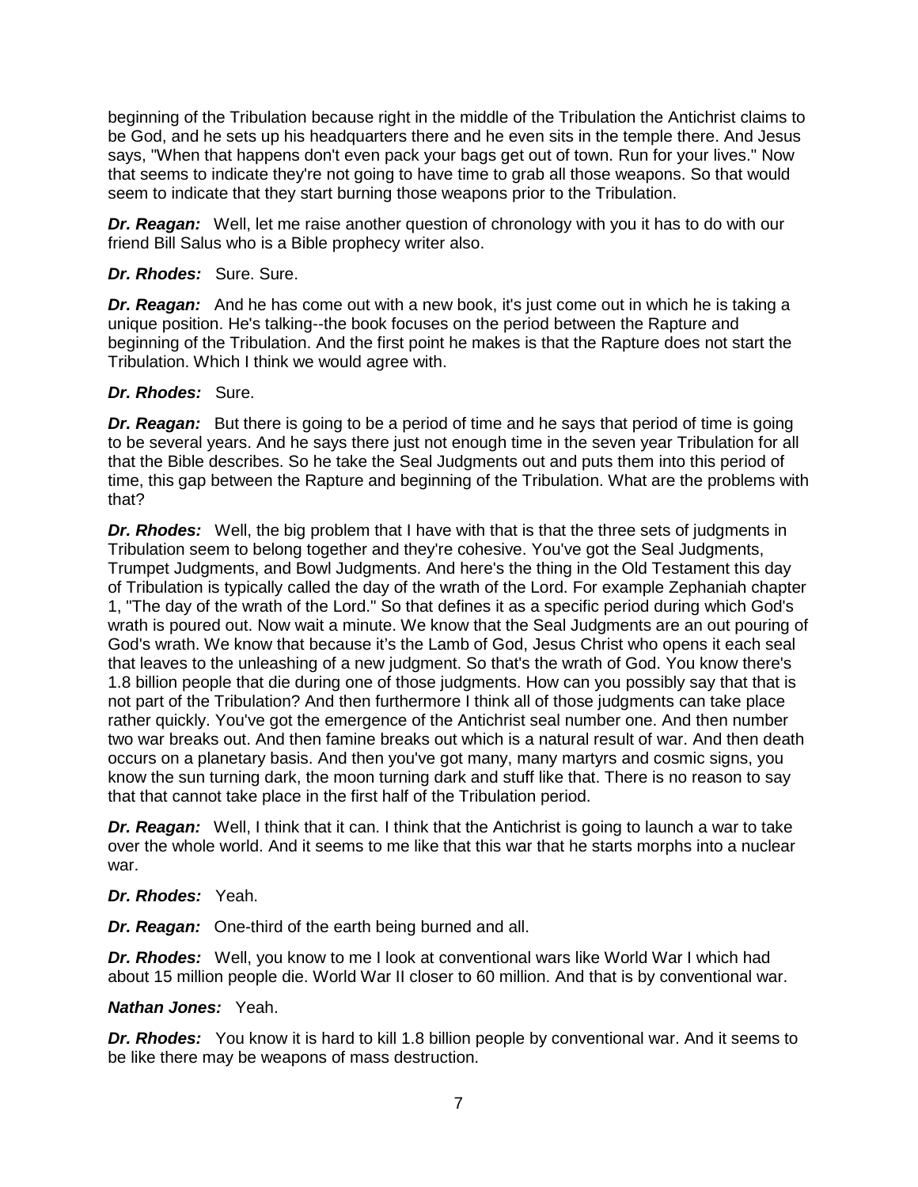beginning of the Tribulation because right in the middle of the Tribulation the Antichrist claims to be God, and he sets up his headquarters there and he even sits in the temple there. And Jesus says, "When that happens don't even pack your bags get out of town. Run for your lives." Now that seems to indicate they're not going to have time to grab all those weapons. So that would seem to indicate that they start burning those weapons prior to the Tribulation.

***Dr. Reagan:*** Well, let me raise another question of chronology with you it has to do with our friend Bill Salus who is a Bible prophecy writer also.

***Dr. Rhodes:*** Sure. Sure.

***Dr. Reagan:*** And he has come out with a new book, it's just come out in which he is taking a unique position. He's talking--the book focuses on the period between the Rapture and beginning of the Tribulation. And the first point he makes is that the Rapture does not start the Tribulation. Which I think we would agree with.

***Dr. Rhodes:*** Sure.

***Dr. Reagan:*** But there is going to be a period of time and he says that period of time is going to be several years. And he says there just not enough time in the seven year Tribulation for all that the Bible describes. So he take the Seal Judgments out and puts them into this period of time, this gap between the Rapture and beginning of the Tribulation. What are the problems with that?

***Dr. Rhodes:*** Well, the big problem that I have with that is that the three sets of judgments in Tribulation seem to belong together and they're cohesive. You've got the Seal Judgments, Trumpet Judgments, and Bowl Judgments. And here's the thing in the Old Testament this day of Tribulation is typically called the day of the wrath of the Lord. For example Zephaniah chapter 1, "The day of the wrath of the Lord." So that defines it as a specific period during which God's wrath is poured out. Now wait a minute. We know that the Seal Judgments are an out pouring of God's wrath. We know that because it's the Lamb of God, Jesus Christ who opens it each seal that leaves to the unleashing of a new judgment. So that's the wrath of God. You know there's 1.8 billion people that die during one of those judgments. How can you possibly say that that is not part of the Tribulation? And then furthermore I think all of those judgments can take place rather quickly. You've got the emergence of the Antichrist seal number one. And then number two war breaks out. And then famine breaks out which is a natural result of war. And then death occurs on a planetary basis. And then you've got many, many martyrs and cosmic signs, you know the sun turning dark, the moon turning dark and stuff like that. There is no reason to say that that cannot take place in the first half of the Tribulation period.

***Dr. Reagan:*** Well, I think that it can. I think that the Antichrist is going to launch a war to take over the whole world. And it seems to me like that this war that he starts morphs into a nuclear war.

***Dr. Rhodes:*** Yeah.

***Dr. Reagan:*** One-third of the earth being burned and all.

***Dr. Rhodes:*** Well, you know to me I look at conventional wars like World War I which had about 15 million people die. World War II closer to 60 million. And that is by conventional war.

***Nathan Jones:*** Yeah.

***Dr. Rhodes:*** You know it is hard to kill 1.8 billion people by conventional war. And it seems to be like there may be weapons of mass destruction.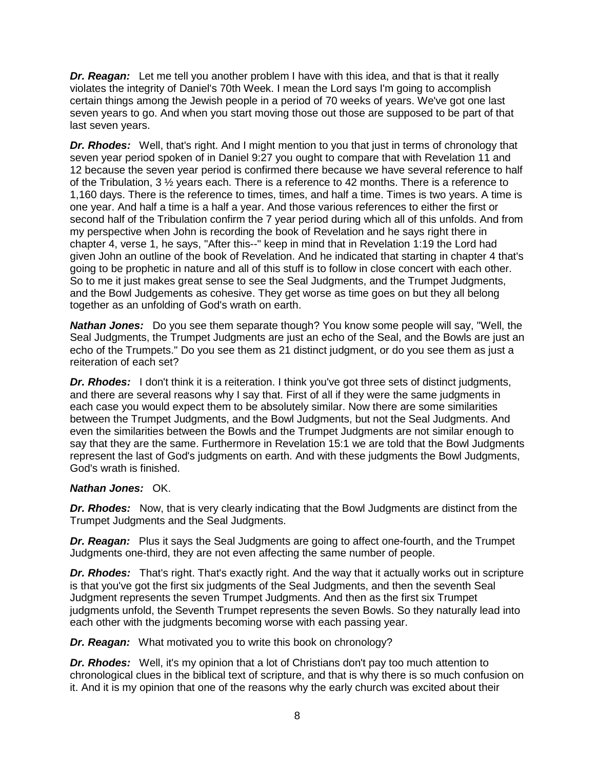***Dr. Reagan:*** Let me tell you another problem I have with this idea, and that is that it really violates the integrity of Daniel's 70th Week. I mean the Lord says I'm going to accomplish certain things among the Jewish people in a period of 70 weeks of years. We've got one last seven years to go. And when you start moving those out those are supposed to be part of that last seven years.

***Dr. Rhodes:*** Well, that's right. And I might mention to you that just in terms of chronology that seven year period spoken of in Daniel 9:27 you ought to compare that with Revelation 11 and 12 because the seven year period is confirmed there because we have several reference to half of the Tribulation, 3 ½ years each. There is a reference to 42 months. There is a reference to 1,160 days. There is the reference to times, times, and half a time. Times is two years. A time is one year. And half a time is a half a year. And those various references to either the first or second half of the Tribulation confirm the 7 year period during which all of this unfolds. And from my perspective when John is recording the book of Revelation and he says right there in chapter 4, verse 1, he says, "After this--" keep in mind that in Revelation 1:19 the Lord had given John an outline of the book of Revelation. And he indicated that starting in chapter 4 that's going to be prophetic in nature and all of this stuff is to follow in close concert with each other. So to me it just makes great sense to see the Seal Judgments, and the Trumpet Judgments, and the Bowl Judgements as cohesive. They get worse as time goes on but they all belong together as an unfolding of God's wrath on earth.

***Nathan Jones:*** Do you see them separate though? You know some people will say, "Well, the Seal Judgments, the Trumpet Judgments are just an echo of the Seal, and the Bowls are just an echo of the Trumpets." Do you see them as 21 distinct judgment, or do you see them as just a reiteration of each set?

***Dr. Rhodes:*** I don't think it is a reiteration. I think you've got three sets of distinct judgments, and there are several reasons why I say that. First of all if they were the same judgments in each case you would expect them to be absolutely similar. Now there are some similarities between the Trumpet Judgments, and the Bowl Judgments, but not the Seal Judgments. And even the similarities between the Bowls and the Trumpet Judgments are not similar enough to say that they are the same. Furthermore in Revelation 15:1 we are told that the Bowl Judgments represent the last of God's judgments on earth. And with these judgments the Bowl Judgments, God's wrath is finished.

***Nathan Jones:*** OK.

***Dr. Rhodes:*** Now, that is very clearly indicating that the Bowl Judgments are distinct from the Trumpet Judgments and the Seal Judgments.

***Dr. Reagan:*** Plus it says the Seal Judgments are going to affect one-fourth, and the Trumpet Judgments one-third, they are not even affecting the same number of people.

***Dr. Rhodes:*** That's right. That's exactly right. And the way that it actually works out in scripture is that you've got the first six judgments of the Seal Judgments, and then the seventh Seal Judgment represents the seven Trumpet Judgments. And then as the first six Trumpet judgments unfold, the Seventh Trumpet represents the seven Bowls. So they naturally lead into each other with the judgments becoming worse with each passing year.

***Dr. Reagan:*** What motivated you to write this book on chronology?

***Dr. Rhodes:*** Well, it's my opinion that a lot of Christians don't pay too much attention to chronological clues in the biblical text of scripture, and that is why there is so much confusion on it. And it is my opinion that one of the reasons why the early church was excited about their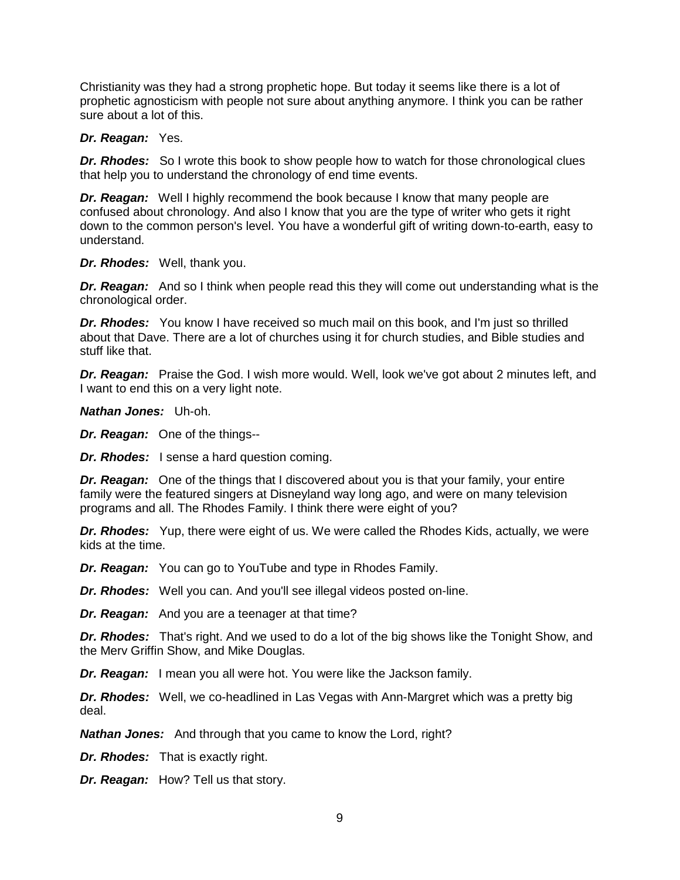Christianity was they had a strong prophetic hope. But today it seems like there is a lot of prophetic agnosticism with people not sure about anything anymore. I think you can be rather sure about a lot of this.

***Dr. Reagan:*** Yes.

***Dr. Rhodes:*** So I wrote this book to show people how to watch for those chronological clues that help you to understand the chronology of end time events.

***Dr. Reagan:*** Well I highly recommend the book because I know that many people are confused about chronology. And also I know that you are the type of writer who gets it right down to the common person's level. You have a wonderful gift of writing down-to-earth, easy to understand.

***Dr. Rhodes:*** Well, thank you.

***Dr. Reagan:*** And so I think when people read this they will come out understanding what is the chronological order.

***Dr. Rhodes:*** You know I have received so much mail on this book, and I'm just so thrilled about that Dave. There are a lot of churches using it for church studies, and Bible studies and stuff like that.

***Dr. Reagan:*** Praise the God. I wish more would. Well, look we've got about 2 minutes left, and I want to end this on a very light note.

***Nathan Jones:*** Uh-oh.

***Dr. Reagan:*** One of the things--

***Dr. Rhodes:*** I sense a hard question coming.

***Dr. Reagan:*** One of the things that I discovered about you is that your family, your entire family were the featured singers at Disneyland way long ago, and were on many television programs and all. The Rhodes Family. I think there were eight of you?

***Dr. Rhodes:*** Yup, there were eight of us. We were called the Rhodes Kids, actually, we were kids at the time.

***Dr. Reagan:*** You can go to YouTube and type in Rhodes Family.

***Dr. Rhodes:*** Well you can. And you'll see illegal videos posted on-line.

***Dr. Reagan:*** And you are a teenager at that time?

***Dr. Rhodes:*** That's right. And we used to do a lot of the big shows like the Tonight Show, and the Merv Griffin Show, and Mike Douglas.

***Dr. Reagan:*** I mean you all were hot. You were like the Jackson family.

***Dr. Rhodes:*** Well, we co-headlined in Las Vegas with Ann-Margret which was a pretty big deal.

***Nathan Jones:*** And through that you came to know the Lord, right?

***Dr. Rhodes:*** That is exactly right.

***Dr. Reagan:*** How? Tell us that story.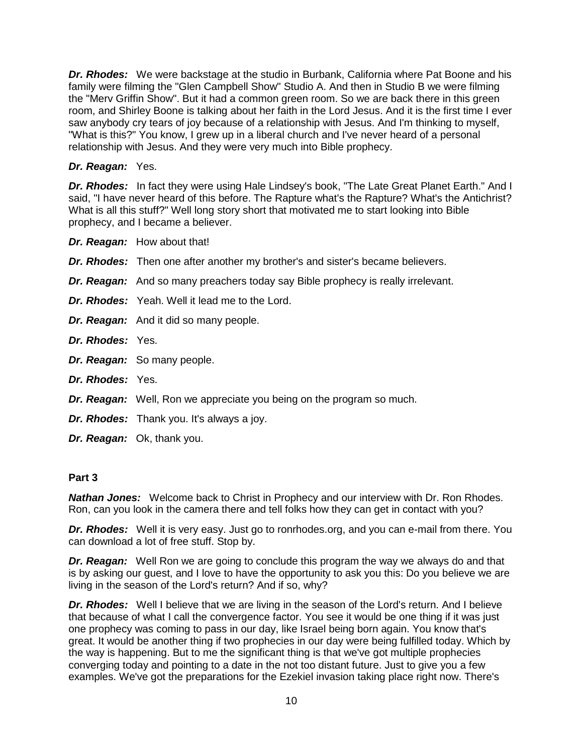***Dr. Rhodes:*** We were backstage at the studio in Burbank, California where Pat Boone and his family were filming the "Glen Campbell Show" Studio A. And then in Studio B we were filming the "Merv Griffin Show". But it had a common green room. So we are back there in this green room, and Shirley Boone is talking about her faith in the Lord Jesus. And it is the first time I ever saw anybody cry tears of joy because of a relationship with Jesus. And I'm thinking to myself, "What is this?" You know, I grew up in a liberal church and I've never heard of a personal relationship with Jesus. And they were very much into Bible prophecy.

***Dr. Reagan:*** Yes.

***Dr. Rhodes:*** In fact they were using Hale Lindsey's book, "The Late Great Planet Earth." And I said, "I have never heard of this before. The Rapture what's the Rapture? What's the Antichrist? What is all this stuff?" Well long story short that motivated me to start looking into Bible prophecy, and I became a believer.

***Dr. Reagan:*** How about that!

***Dr. Rhodes:*** Then one after another my brother's and sister's became believers.

***Dr. Reagan:*** And so many preachers today say Bible prophecy is really irrelevant.

***Dr. Rhodes:*** Yeah. Well it lead me to the Lord.

***Dr. Reagan:*** And it did so many people.

***Dr. Rhodes:*** Yes.

***Dr. Reagan:*** So many people.

***Dr. Rhodes:*** Yes.

***Dr. Reagan:*** Well, Ron we appreciate you being on the program so much.

***Dr. Rhodes:*** Thank you. It's always a joy.

***Dr. Reagan:*** Ok, thank you.

**Part 3**

***Nathan Jones:*** Welcome back to Christ in Prophecy and our interview with Dr. Ron Rhodes. Ron, can you look in the camera there and tell folks how they can get in contact with you?

***Dr. Rhodes:*** Well it is very easy. Just go to ronrhodes.org, and you can e-mail from there. You can download a lot of free stuff. Stop by.

***Dr. Reagan:*** Well Ron we are going to conclude this program the way we always do and that is by asking our guest, and I love to have the opportunity to ask you this: Do you believe we are living in the season of the Lord's return? And if so, why?

***Dr. Rhodes:*** Well I believe that we are living in the season of the Lord's return. And I believe that because of what I call the convergence factor. You see it would be one thing if it was just one prophecy was coming to pass in our day, like Israel being born again. You know that's great. It would be another thing if two prophecies in our day were being fulfilled today. Which by the way is happening. But to me the significant thing is that we've got multiple prophecies converging today and pointing to a date in the not too distant future. Just to give you a few examples. We've got the preparations for the Ezekiel invasion taking place right now. There's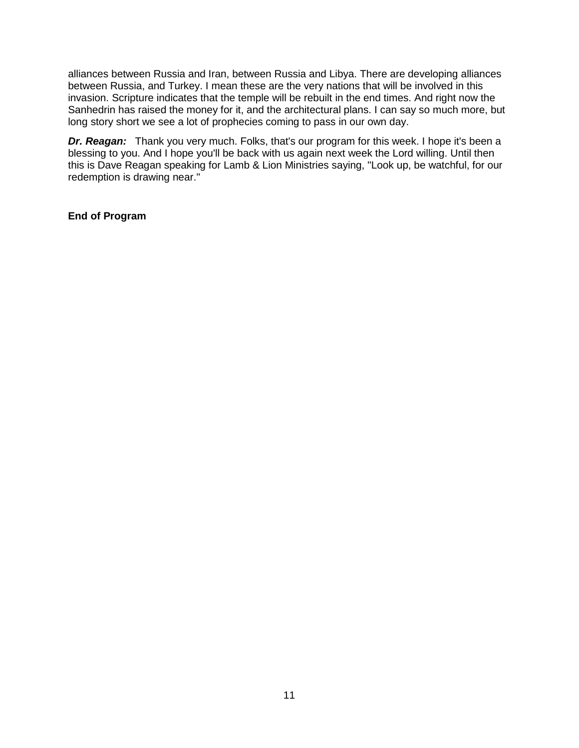alliances between Russia and Iran, between Russia and Libya. There are developing alliances between Russia, and Turkey. I mean these are the very nations that will be involved in this invasion. Scripture indicates that the temple will be rebuilt in the end times. And right now the Sanhedrin has raised the money for it, and the architectural plans. I can say so much more, but long story short we see a lot of prophecies coming to pass in our own day.

***Dr. Reagan:*** Thank you very much. Folks, that's our program for this week. I hope it's been a blessing to you. And I hope you'll be back with us again next week the Lord willing. Until then this is Dave Reagan speaking for Lamb & Lion Ministries saying, "Look up, be watchful, for our redemption is drawing near."

**End of Program**